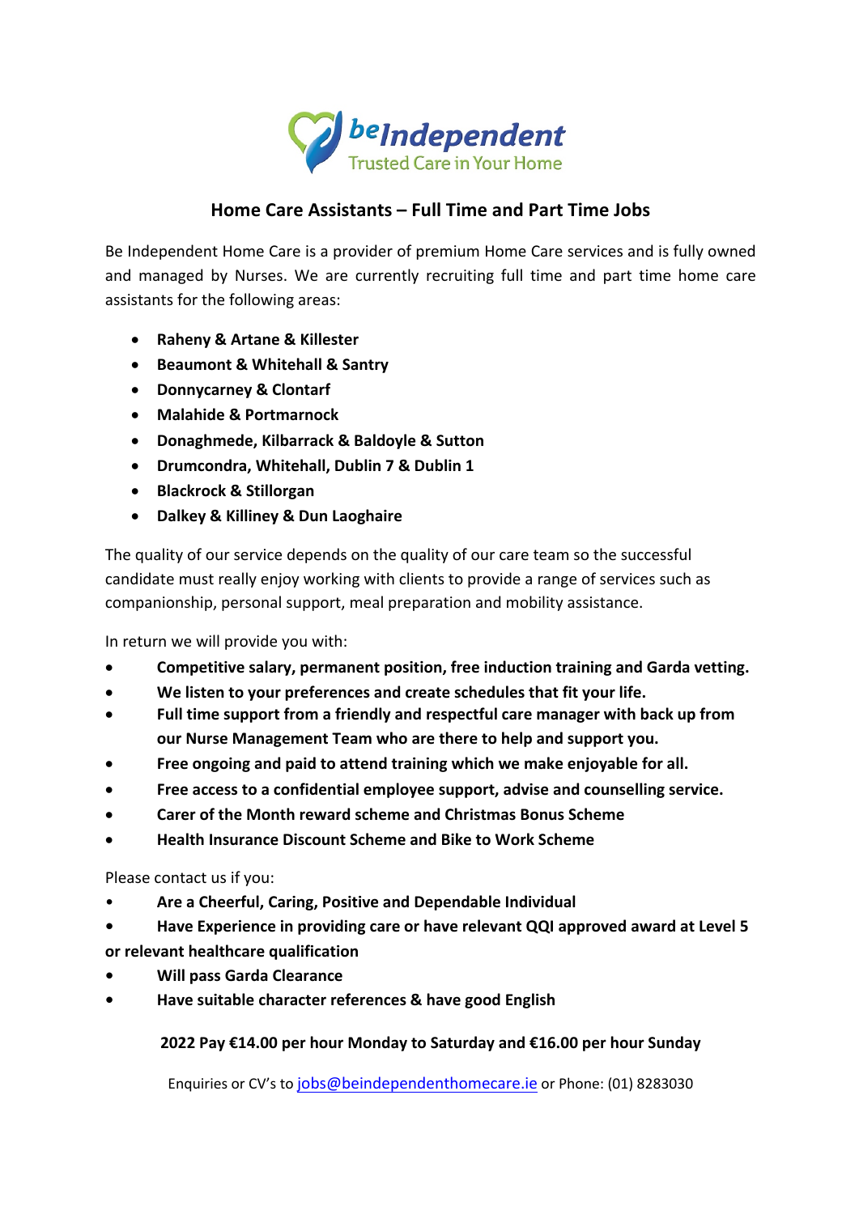beIndependent
Trusted Care in Your Home

## Home Care Assistants – Full Time and Part Time Jobs

Be Independent Home Care is a provider of premium Home Care services and is fully owned and managed by Nurses. We are currently recruiting full time and part time home care assistants for the following areas:

- **Raheny & Artane & Killester**
- **Beaumont & Whitehall & Santry**
- **Donnycarney & Clontarf**
- **Malahide & Portmarnock**
- **Donaghmede, Kilbarrack & Baldoyle & Sutton**
- **Drumcondra, Whitehall, Dublin 7 & Dublin 1**
- **Blackrock & Stillorgan**
- **Dalkey & Killiney & Dun Laoghaire**

The quality of our service depends on the quality of our care team so the successful candidate must really enjoy working with clients to provide a range of services such as companionship, personal support, meal preparation and mobility assistance.

In return we will provide you with:

- **Competitive salary, permanent position, free induction training and Garda vetting.**
- **We listen to your preferences and create schedules that fit your life.**
- **Full time support from a friendly and respectful care manager with back up from our Nurse Management Team who are there to help and support you.**
- **Free ongoing and paid to attend training which we make enjoyable for all.**
- **Free access to a confidential employee support, advise and counselling service.**
- **Carer of the Month reward scheme and Christmas Bonus Scheme**
- **Health Insurance Discount Scheme and Bike to Work Scheme**

Please contact us if you:

- **Are a Cheerful, Caring, Positive and Dependable Individual**
- **Have Experience in providing care or have relevant QQI approved award at Level 5 or relevant healthcare qualification**
- **Will pass Garda Clearance**
- **Have suitable character references & have good English**

**2022 Pay €14.00 per hour Monday to Saturday and €16.00 per hour Sunday**

Enquiries or CV's to jobs@beindependenthomecare.ie or Phone: (01) 8283030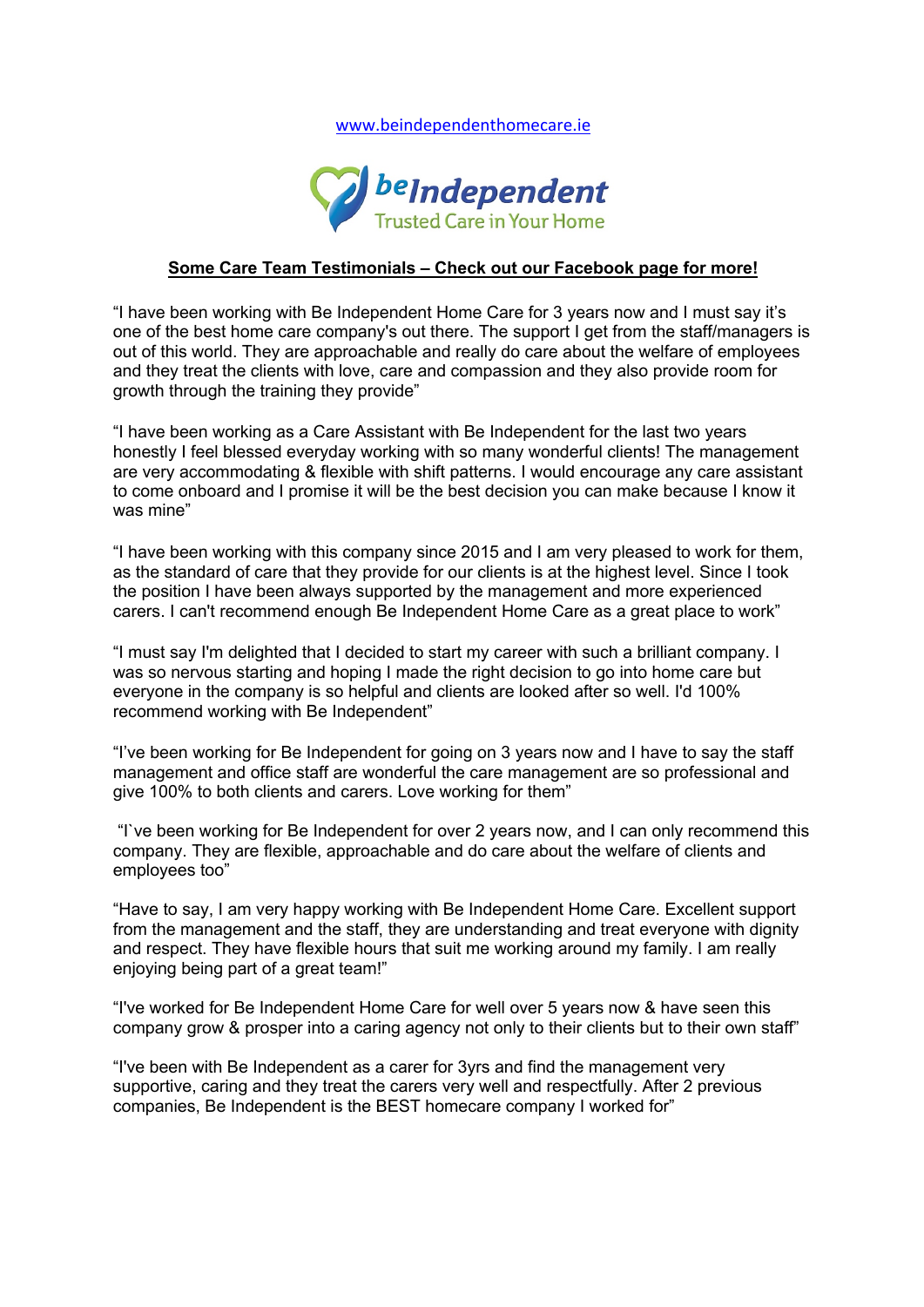www.beindependenthomecare.ie

beIndependent
Trusted Care in Your Home

**Some Care Team Testimonials – Check out our Facebook page for more!**

"I have been working with Be Independent Home Care for 3 years now and I must say it's one of the best home care company's out there. The support I get from the staff/managers is out of this world. They are approachable and really do care about the welfare of employees and they treat the clients with love, care and compassion and they also provide room for growth through the training they provide"

"I have been working as a Care Assistant with Be Independent for the last two years honestly I feel blessed everyday working with so many wonderful clients! The management are very accommodating & flexible with shift patterns. I would encourage any care assistant to come onboard and I promise it will be the best decision you can make because I know it was mine"

"I have been working with this company since 2015 and I am very pleased to work for them, as the standard of care that they provide for our clients is at the highest level. Since I took the position I have been always supported by the management and more experienced carers. I can't recommend enough Be Independent Home Care as a great place to work"

"I must say I'm delighted that I decided to start my career with such a brilliant company. I was so nervous starting and hoping I made the right decision to go into home care but everyone in the company is so helpful and clients are looked after so well. I'd 100% recommend working with Be Independent"

"I've been working for Be Independent for going on 3 years now and I have to say the staff management and office staff are wonderful the care management are so professional and give 100% to both clients and carers. Love working for them"

"I`ve been working for Be Independent for over 2 years now, and I can only recommend this company. They are flexible, approachable and do care about the welfare of clients and employees too"

"Have to say, I am very happy working with Be Independent Home Care. Excellent support from the management and the staff, they are understanding and treat everyone with dignity and respect. They have flexible hours that suit me working around my family. I am really enjoying being part of a great team!"

"I've worked for Be Independent Home Care for well over 5 years now & have seen this company grow & prosper into a caring agency not only to their clients but to their own staff"

"I've been with Be Independent as a carer for 3yrs and find the management very supportive, caring and they treat the carers very well and respectfully. After 2 previous companies, Be Independent is the BEST homecare company I worked for"